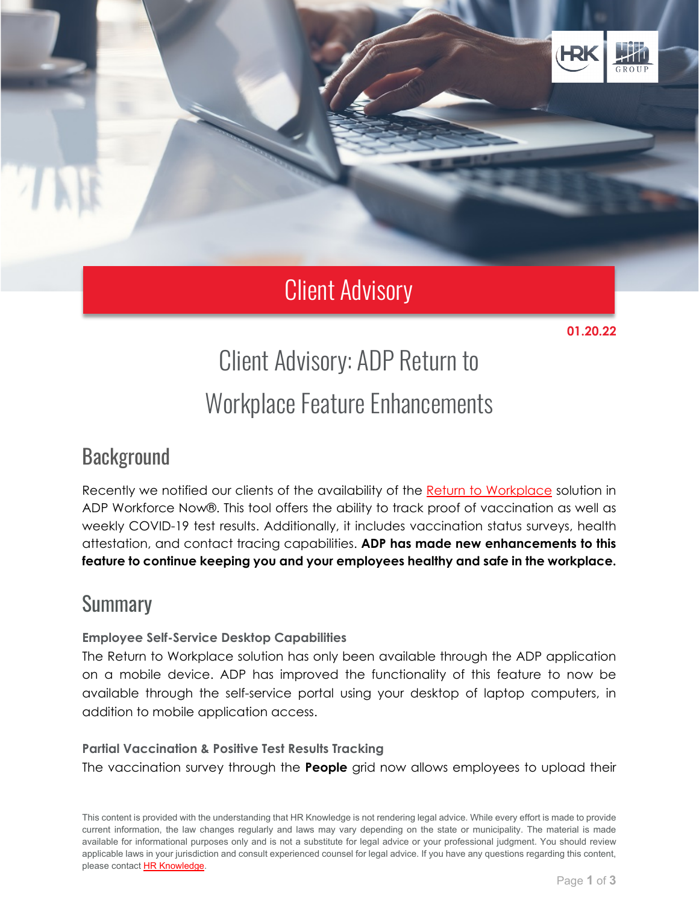Client Advisory

**01.20.22**

# Client Advisory: ADP Return to Workplace Feature Enhancements

## Background

Recently we notified our clients of the availability of the Return to Workplace solution in ADP Workforce Now®. This tool offers the ability to track proof of vaccination as well as weekly COVID-19 test results. Additionally, it includes vaccination status surveys, health attestation, and contact tracing capabilities. **ADP has made new enhancements to this feature to continue keeping you and your employees healthy and safe in the workplace.**

## Summary

### Employee Self-Service Desktop Capabilities

The Return to Workplace solution has only been available through the ADP application on a mobile device. ADP has improved the functionality of this feature to now be available through the self-service portal using your desktop of laptop computers, in addition to mobile application access.

### Partial Vaccination & Positive Test Results Tracking

The vaccination survey through the **People** grid now allows employees to upload their

This content is provided with the understanding that HR Knowledge is not rendering legal advice. While every effort is made to provide current information, the law changes regularly and laws may vary depending on the state or municipality. The material is made available for informational purposes only and is not a substitute for legal advice or your professional judgment. You should review applicable laws in your jurisdiction and consult experienced counsel for legal advice. If you have any questions regarding this content, please contact HR Knowledge.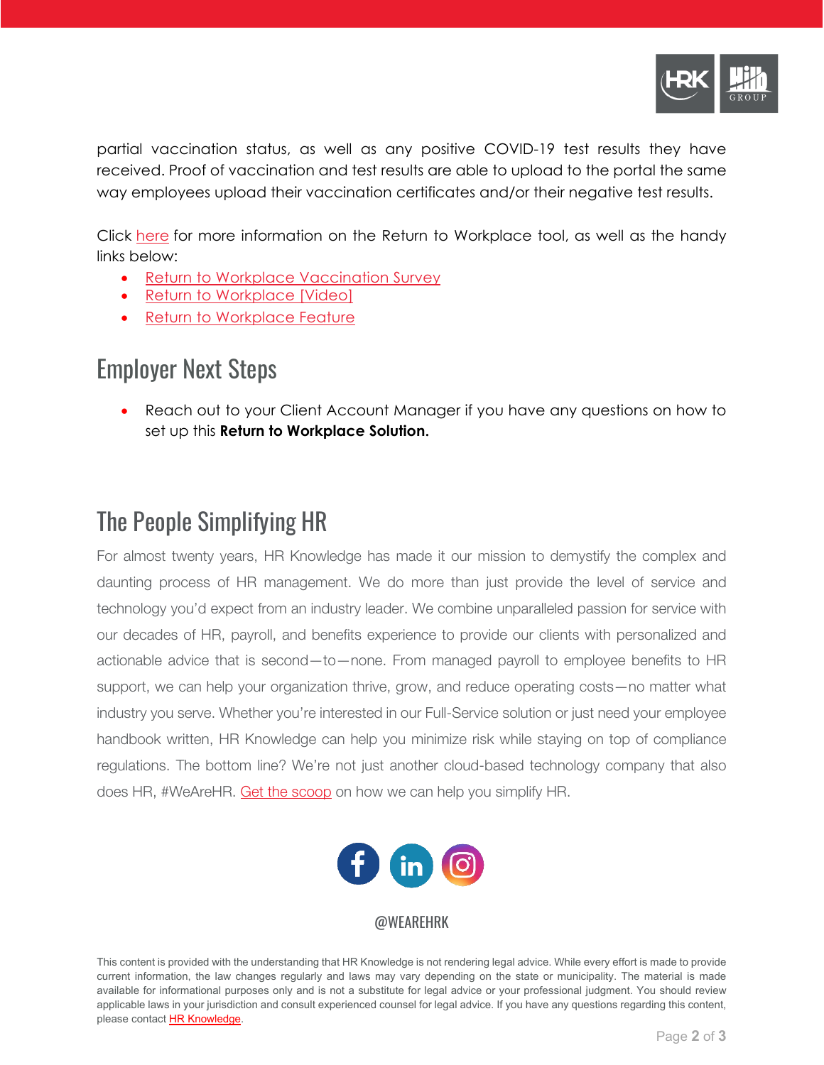partial vaccination status, as well as any positive COVID-19 test results they have received. Proof of vaccination and test results are able to upload to the portal the same way employees upload their vaccination certificates and/or their negative test results.

Click here for more information on the Return to Workplace tool, as well as the handy links below:

- Return to Workplace Vaccination Survey
- Return to Workplace [Video]
- Return to Workplace Feature

## Employer Next Steps

- Reach out to your Client Account Manager if you have any questions on how to set up this **Return to Workplace Solution.**

## The People Simplifying HR

For almost twenty years, HR Knowledge has made it our mission to demystify the complex and daunting process of HR management. We do more than just provide the level of service and technology you'd expect from an industry leader. We combine unparalleled passion for service with our decades of HR, payroll, and benefits experience to provide our clients with personalized and actionable advice that is second—to—none. From managed payroll to employee benefits to HR support, we can help your organization thrive, grow, and reduce operating costs—no matter what industry you serve. Whether you're interested in our Full-Service solution or just need your employee handbook written, HR Knowledge can help you minimize risk while staying on top of compliance regulations. The bottom line? We're not just another cloud-based technology company that also does HR, #WeAreHR. Get the scoop on how we can help you simplify HR.

@WEAREHRK

This content is provided with the understanding that HR Knowledge is not rendering legal advice. While every effort is made to provide current information, the law changes regularly and laws may vary depending on the state or municipality. The material is made available for informational purposes only and is not a substitute for legal advice or your professional judgment. You should review applicable laws in your jurisdiction and consult experienced counsel for legal advice. If you have any questions regarding this content, please contact HR Knowledge.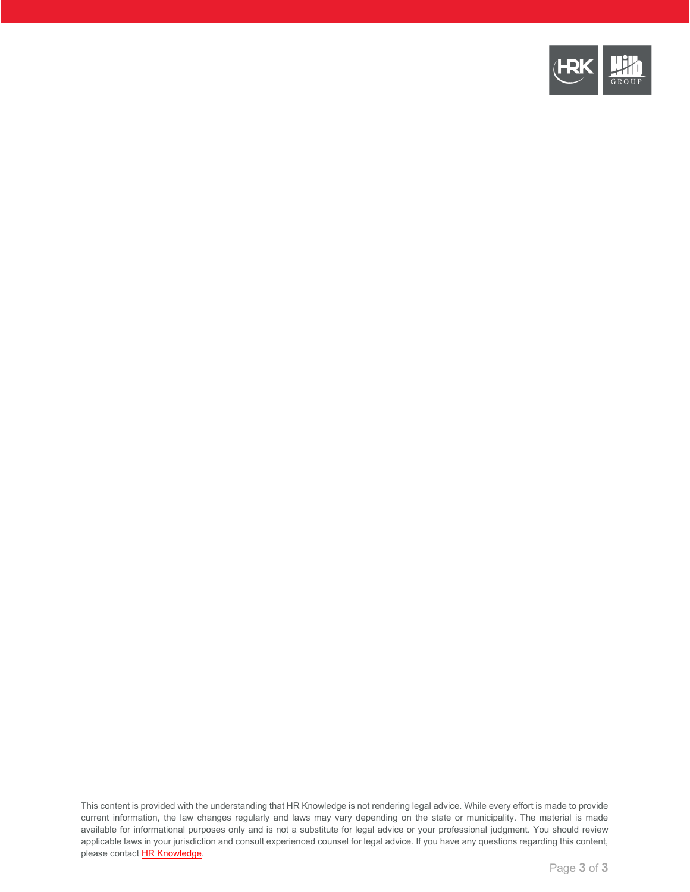This content is provided with the understanding that HR Knowledge is not rendering legal advice. While every effort is made to provide current information, the law changes regularly and laws may vary depending on the state or municipality. The material is made available for informational purposes only and is not a substitute for legal advice or your professional judgment. You should review applicable laws in your jurisdiction and consult experienced counsel for legal advice. If you have any questions regarding this content, please contact HR Knowledge.